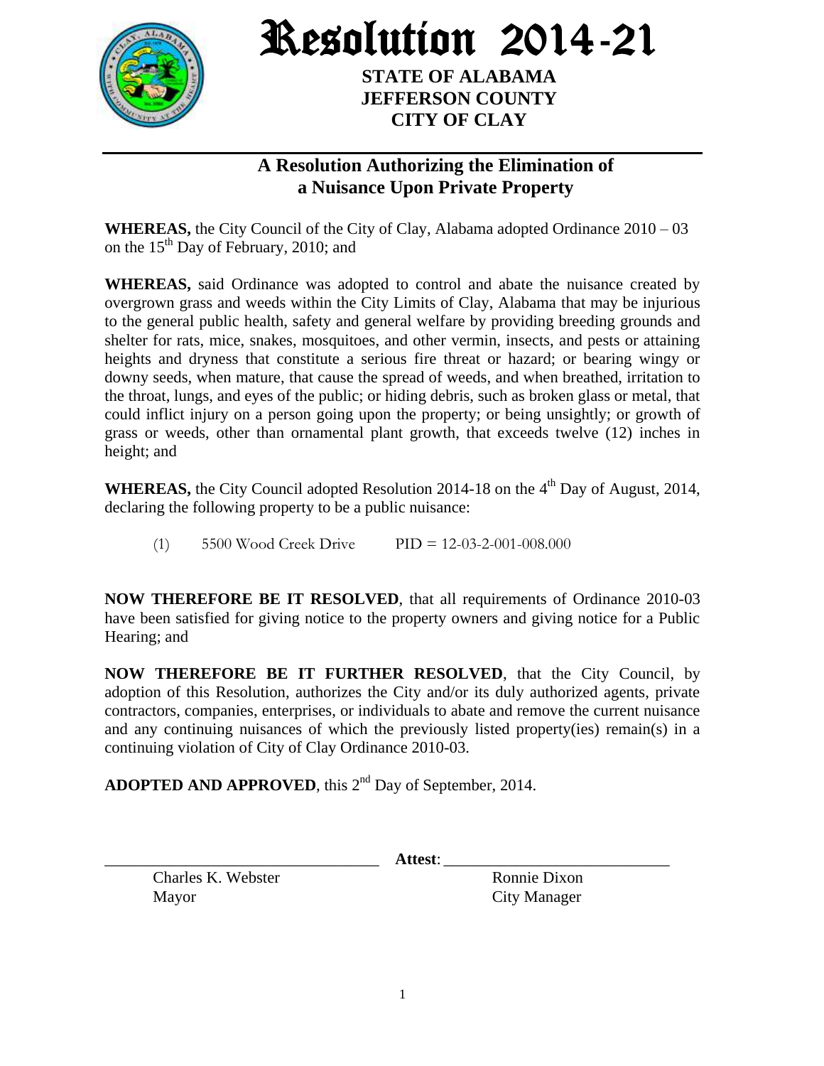# Resolution 2014-21

**STATE OF ALABAMA**
**JEFFERSON COUNTY**
**CITY OF CLAY**

## A Resolution Authorizing the Elimination of a Nuisance Upon Private Property

**WHEREAS,** the City Council of the City of Clay, Alabama adopted Ordinance 2010 – 03 on the 15th Day of February, 2010; and

**WHEREAS,** said Ordinance was adopted to control and abate the nuisance created by overgrown grass and weeds within the City Limits of Clay, Alabama that may be injurious to the general public health, safety and general welfare by providing breeding grounds and shelter for rats, mice, snakes, mosquitoes, and other vermin, insects, and pests or attaining heights and dryness that constitute a serious fire threat or hazard; or bearing wingy or downy seeds, when mature, that cause the spread of weeds, and when breathed, irritation to the throat, lungs, and eyes of the public; or hiding debris, such as broken glass or metal, that could inflict injury on a person going upon the property; or being unsightly; or growth of grass or weeds, other than ornamental plant growth, that exceeds twelve (12) inches in height; and

**WHEREAS,** the City Council adopted Resolution 2014-18 on the 4th Day of August, 2014, declaring the following property to be a public nuisance:

(1) 5500 Wood Creek Drive PID = 12-03-2-001-008.000

**NOW THEREFORE BE IT RESOLVED**, that all requirements of Ordinance 2010-03 have been satisfied for giving notice to the property owners and giving notice for a Public Hearing; and

**NOW THEREFORE BE IT FURTHER RESOLVED**, that the City Council, by adoption of this Resolution, authorizes the City and/or its duly authorized agents, private contractors, companies, enterprises, or individuals to abate and remove the current nuisance and any continuing nuisances of which the previously listed property(ies) remain(s) in a continuing violation of City of Clay Ordinance 2010-03.

**ADOPTED AND APPROVED**, this 2nd Day of September, 2014.

\_\_\_\_\_\_\_\_\_\_\_\_\_\_\_\_\_\_\_\_\_\_\_\_\_\_\_\_\_\_ **Attest**: \_\_\_\_\_\_\_\_\_\_\_\_\_\_\_\_\_\_\_\_\_\_\_\_\_\_\_\_\_\_

Charles K. Webster
Mayor

Ronnie Dixon
City Manager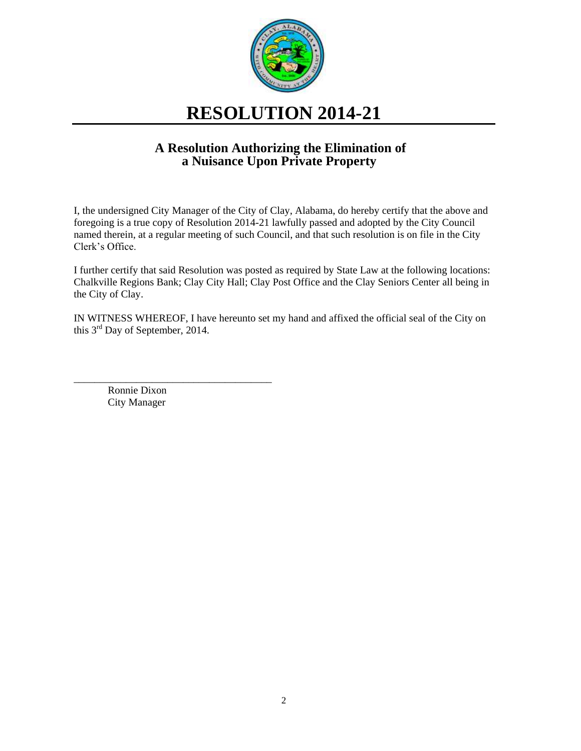# RESOLUTION 2014-21

## A Resolution Authorizing the Elimination of a Nuisance Upon Private Property

I, the undersigned City Manager of the City of Clay, Alabama, do hereby certify that the above and foregoing is a true copy of Resolution 2014-21 lawfully passed and adopted by the City Council named therein, at a regular meeting of such Council, and that such resolution is on file in the City Clerk's Office.

I further certify that said Resolution was posted as required by State Law at the following locations: Chalkville Regions Bank; Clay City Hall; Clay Post Office and the Clay Seniors Center all being in the City of Clay.

IN WITNESS WHEREOF, I have hereunto set my hand and affixed the official seal of the City on this 3rd Day of September, 2014.

\_\_\_\_\_\_\_\_\_\_\_\_\_\_\_\_\_\_\_\_\_\_\_\_\_\_\_\_\_\_\_\_\_\_\_\_\_\_

Ronnie Dixon
City Manager